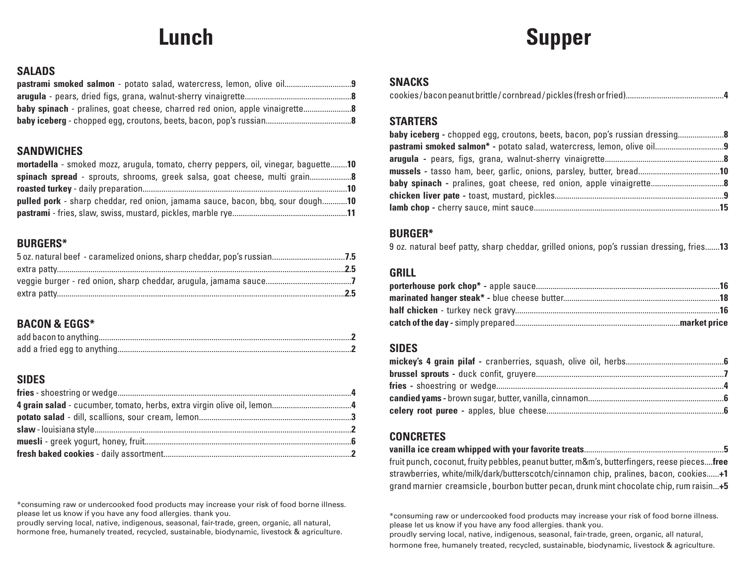# Lunch

## SALADS

**pastrami smoked salmon** - potato salad, watercress, lemon, olive oil................................**9**
**arugula** - pears, dried figs, grana, walnut-sherry vinaigrette..................................................**8**
**baby spinach** - pralines, goat cheese, charred red onion, apple vinaigrette......................**8**
**baby iceberg** - chopped egg, croutons, beets, bacon, pop's russian........................................**8**

## SANDWICHES

**mortadella** - smoked mozz, arugula, tomato, cherry peppers, oil, vinegar, baguette........**10**
**spinach spread** - sprouts, shrooms, greek salsa, goat cheese, multi grain....................**8**
**roasted turkey** - daily preparation.................................................................................................**10**
**pulled pork** - sharp cheddar, red onion, jamama sauce, bacon, bbq, sour dough............**10**
**pastrami** - fries, slaw, swiss, mustard, pickles, marble rye......................................................**11**

## BURGERS*

5 oz. natural beef - caramelized onions, sharp cheddar, pop's russian..................................**7.5**
extra patty.........................................................................................................................................**2.5**
veggie burger - red onion, sharp cheddar, arugula, jamama sauce.........................................**7**
extra patty.........................................................................................................................................**2.5**

## BACON & EGGS*

add bacon to anything........................................................................................................................**2**
add a fried egg to anything...............................................................................................................**2**

## SIDES

**fries** - shoestring or wedge................................................................................................................**4**
**4 grain salad** - cucumber, tomato, herbs, extra virgin olive oil, lemon......................................**4**
**potato salad** - dill, scallions, sour cream, lemon........................................................................**3**
**slaw** - louisiana style..........................................................................................................................**2**
**muesli** - greek yogurt, honey, fruit...................................................................................................**6**
**fresh baked cookies** - daily assortment.........................................................................................**2**

*consuming raw or undercooked food products may increase your risk of food borne illness. please let us know if you have any food allergies. thank you.
proudly serving local, native, indigenous, seasonal, fair-trade, green, organic, all natural, hormone free, humanely treated, recycled, sustainable, biodynamic, livestock & agriculture.

# Supper

## SNACKS

cookies / bacon peanut brittle / cornbread / pickles (fresh or fried)...............................................**4**

## STARTERS

**baby iceberg -** chopped egg, croutons, beets, bacon, pop's russian dressing......................**8**
**pastrami smoked salmon* -** potato salad, watercress, lemon, olive oil.................................**9**
**arugula -** pears, figs, grana, walnut-sherry vinaigrette........................................................**8**
**mussels -** tasso ham, beer, garlic, onions, parsley, butter, bread.......................................**10**
**baby spinach -** pralines, goat cheese, red onion, apple vinaigrette..................................**8**
**chicken liver pate -** toast, mustard, pickles................................................................................**9**
**lamb chop -** cherry sauce, mint sauce........................................................................................**15**

## BURGER*

9 oz. natural beef patty, sharp cheddar, grilled onions, pop's russian dressing, fries.......**13**

## GRILL

**porterhouse pork chop* -** apple sauce.......................................................................................**16**
**marinated hanger steak* -** blue cheese butter..........................................................................**18**
**half chicken** - turkey neck gravy.................................................................................................**16**
**catch of the day -** simply prepared...............................................................................**market price**

## SIDES

**mickey's 4 grain pilaf -** cranberries, squash, olive oil, herbs...............................................**6**
**brussel sprouts -** duck confit, gruyere.........................................................................................**7**
**fries -** shoestring or wedge...........................................................................................................**4**
**candied yams -** brown sugar, butter, vanilla, cinnamon.................................................................**6**
**celery root puree -** apples, blue cheese....................................................................................**6**

## CONCRETES

**vanilla ice cream whipped with your favorite treats**..................................................................**5**
fruit punch, coconut, fruity pebbles, peanut butter, m&m's, butterfingers, reese pieces....**free**
strawberries, white/milk/dark/butterscotch/cinnamon chip, pralines, bacon, cookies......**+1**
grand marnier creamsicle , bourbon butter pecan, drunk mint chocolate chip, rum raisin...**+5**

*consuming raw or undercooked food products may increase your risk of food borne illness. please let us know if you have any food allergies. thank you.
proudly serving local, native, indigenous, seasonal, fair-trade, green, organic, all natural, hormone free, humanely treated, recycled, sustainable, biodynamic, livestock & agriculture.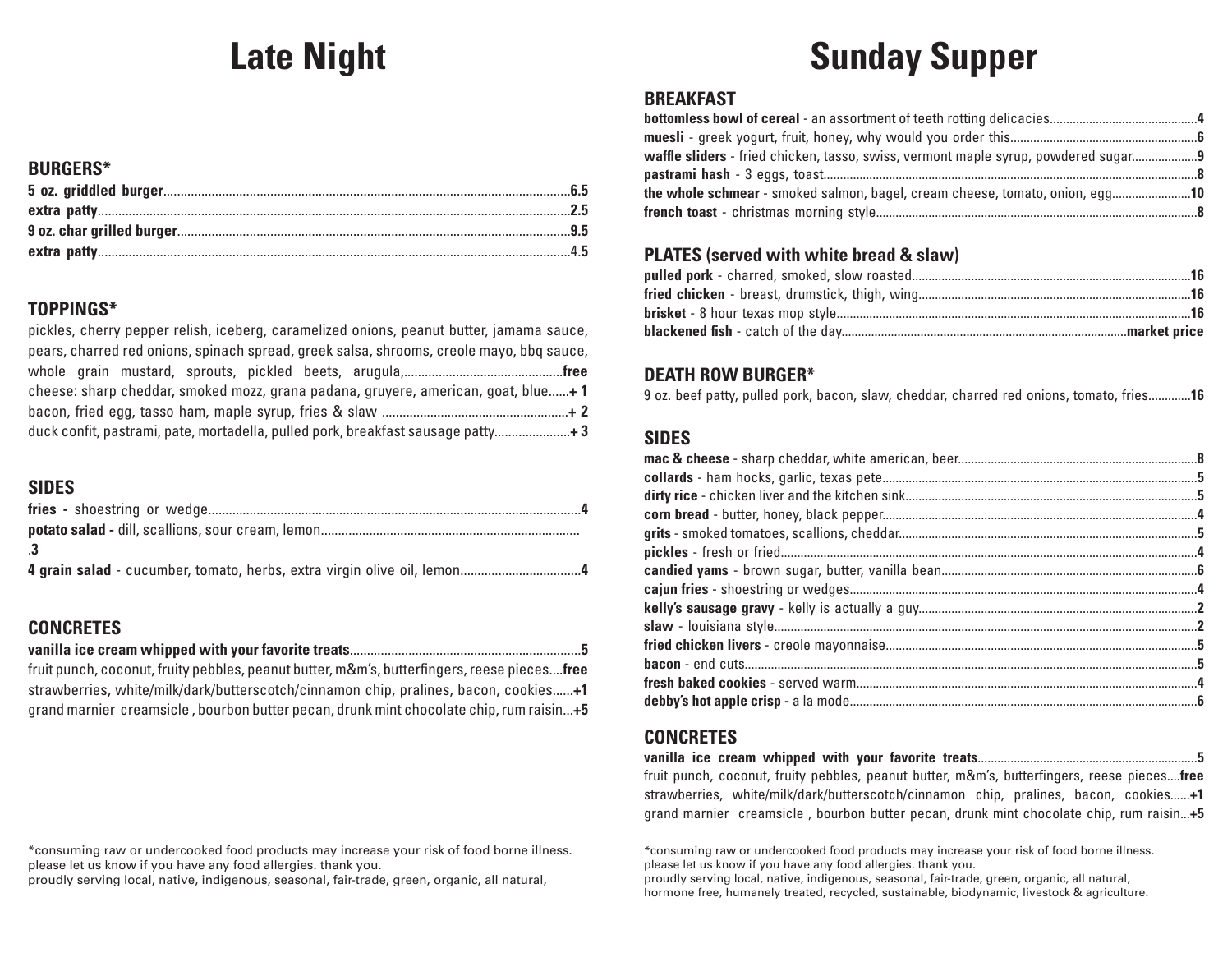# Late Night

## BURGERS*

**5 oz. griddled burger**......6.5
**extra patty**......2.5
**9 oz. char grilled burger**......9.5
**extra patty**......4.5

## TOPPINGS*

pickles, cherry pepper relish, iceberg, caramelized onions, peanut butter, jamama sauce, pears, charred red onions, spinach spread, greek salsa, shrooms, creole mayo, bbq sauce, whole grain mustard, sprouts, pickled beets, arugula,......**free**
cheese: sharp cheddar, smoked mozz, grana padana, gruyere, american, goat, blue......**+ 1**
bacon, fried egg, tasso ham, maple syrup, fries & slaw ......**+ 2**
duck confit, pastrami, pate, mortadella, pulled pork, breakfast sausage patty......**+ 3**

## SIDES

**fries -** shoestring or wedge......**4**
**potato salad -** dill, scallions, sour cream, lemon......
**.3**
**4 grain salad** - cucumber, tomato, herbs, extra virgin olive oil, lemon......**4**

## CONCRETES

**vanilla ice cream whipped with your favorite treats**......**5**
fruit punch, coconut, fruity pebbles, peanut butter, m&m's, butterfingers, reese pieces....**free**
strawberries, white/milk/dark/butterscotch/cinnamon chip, pralines, bacon, cookies......**+1**
grand marnier creamsicle , bourbon butter pecan, drunk mint chocolate chip, rum raisin...**+5**

*consuming raw or undercooked food products may increase your risk of food borne illness.
please let us know if you have any food allergies. thank you.
proudly serving local, native, indigenous, seasonal, fair-trade, green, organic, all natural,

# Sunday Supper

## BREAKFAST

**bottomless bowl of cereal** - an assortment of teeth rotting delicacies......**4**
**muesli** - greek yogurt, fruit, honey, why would you order this......**6**
**waffle sliders** - fried chicken, tasso, swiss, vermont maple syrup, powdered sugar......**9**
**pastrami hash** - 3 eggs, toast......**8**
**the whole schmear** - smoked salmon, bagel, cream cheese, tomato, onion, egg......**10**
**french toast** - christmas morning style......**8**

## PLATES (served with white bread & slaw)

**pulled pork** - charred, smoked, slow roasted......**16**
**fried chicken** - breast, drumstick, thigh, wing......**16**
**brisket** - 8 hour texas mop style......**16**
**blackened fish** - catch of the day......**market price**

## DEATH ROW BURGER*

9 oz. beef patty, pulled pork, bacon, slaw, cheddar, charred red onions, tomato, fries......**16**

## SIDES

**mac & cheese** - sharp cheddar, white american, beer......**8**
**collards** - ham hocks, garlic, texas pete......**5**
**dirty rice** - chicken liver and the kitchen sink......**5**
**corn bread** - butter, honey, black pepper......**4**
**grits** - smoked tomatoes, scallions, cheddar......**5**
**pickles** - fresh or fried......**4**
**candied yams** - brown sugar, butter, vanilla bean......**6**
**cajun fries** - shoestring or wedges......**4**
**kelly's sausage gravy** - kelly is actually a guy......**2**
**slaw** - louisiana style......**2**
**fried chicken livers** - creole mayonnaise......**5**
**bacon** - end cuts......**5**
**fresh baked cookies** - served warm......**4**
**debby's hot apple crisp -** a la mode......**6**

## CONCRETES

**vanilla ice cream whipped with your favorite treats**......**5**
fruit punch, coconut, fruity pebbles, peanut butter, m&m's, butterfingers, reese pieces....**free**
strawberries, white/milk/dark/butterscotch/cinnamon chip, pralines, bacon, cookies......**+1**
grand marnier creamsicle , bourbon butter pecan, drunk mint chocolate chip, rum raisin...**+5**

*consuming raw or undercooked food products may increase your risk of food borne illness.
please let us know if you have any food allergies. thank you.
proudly serving local, native, indigenous, seasonal, fair-trade, green, organic, all natural,
hormone free, humanely treated, recycled, sustainable, biodynamic, livestock & agriculture.